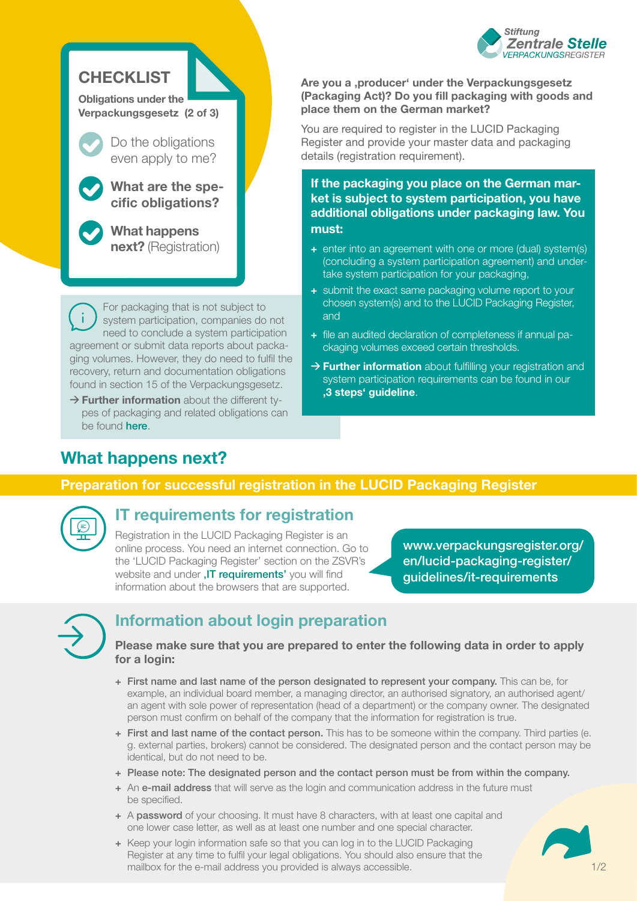Stiftung **Zentrale Stelle** VERPACKUNGSREGISTER

# CHECKLIST

**Obligations under the Verpackungsgesetz (2 of 3)**

- Do the obligations even apply to me?
- **What are the specific obligations?**
- **What happens next?** (Registration)

**Are you a ‚producer' under the Verpackungsgesetz (Packaging Act)? Do you fill packaging with goods and place them on the German market?**

You are required to register in the LUCID Packaging Register and provide your master data and packaging details (registration requirement).

**If the packaging you place on the German market is subject to system participation, you have additional obligations under packaging law. You must:**

- enter into an agreement with one or more (dual) system(s) (concluding a system participation agreement) and undertake system participation for your packaging,
- submit the exact same packaging volume report to your chosen system(s) and to the LUCID Packaging Register, and
- file an audited declaration of completeness if annual packaging volumes exceed certain thresholds.

→ **Further information** about fulfilling your registration and system participation requirements can be found in our **‚3 steps' guideline**.

For packaging that is not subject to system participation, companies do not need to conclude a system participation agreement or submit data reports about packaging volumes. However, they do need to fulfil the recovery, return and documentation obligations found in section 15 of the Verpackungsgesetz.

→ **Further information** about the different types of packaging and related obligations can be found **here**.

## What happens next?

### Preparation for successful registration in the LUCID Packaging Register

### IT requirements for registration

Registration in the LUCID Packaging Register is an online process. You need an internet connection. Go to the 'LUCID Packaging Register' section on the ZSVR's website and under **‚IT requirements'** you will find information about the browsers that are supported.

**www.verpackungsregister.org/en/lucid-packaging-register/guidelines/it-requirements**

### Information about login preparation

**Please make sure that you are prepared to enter the following data in order to apply for a login:**

- **First name and last name of the person designated to represent your company.** This can be, for example, an individual board member, a managing director, an authorised signatory, an authorised agent/an agent with sole power of representation (head of a department) or the company owner. The designated person must confirm on behalf of the company that the information for registration is true.
- **First and last name of the contact person.** This has to be someone within the company. Third parties (e. g. external parties, brokers) cannot be considered. The designated person and the contact person may be identical, but do not need to be.
- **Please note: The designated person and the contact person must be from within the company.**
- An **e-mail address** that will serve as the login and communication address in the future must be specified.
- A **password** of your choosing. It must have 8 characters, with at least one capital and one lower case letter, as well as at least one number and one special character.
- Keep your login information safe so that you can log in to the LUCID Packaging Register at any time to fulfil your legal obligations. You should also ensure that the mailbox for the e-mail address you provided is always accessible.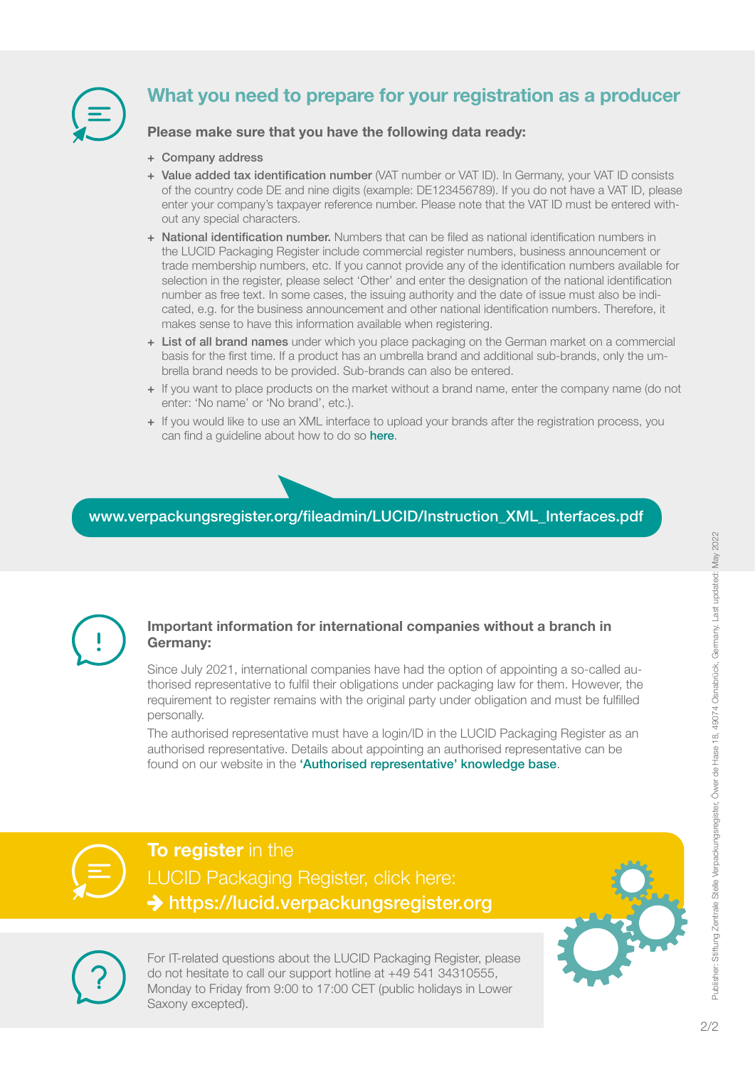## What you need to prepare for your registration as a producer

**Please make sure that you have the following data ready:**

- Company address
- **Value added tax identification number** (VAT number or VAT ID). In Germany, your VAT ID consists of the country code DE and nine digits (example: DE123456789). If you do not have a VAT ID, please enter your company's taxpayer reference number. Please note that the VAT ID must be entered without any special characters.
- **National identification number.** Numbers that can be filed as national identification numbers in the LUCID Packaging Register include commercial register numbers, business announcement or trade membership numbers, etc. If you cannot provide any of the identification numbers available for selection in the register, please select 'Other' and enter the designation of the national identification number as free text. In some cases, the issuing authority and the date of issue must also be indicated, e.g. for the business announcement and other national identification numbers. Therefore, it makes sense to have this information available when registering.
- **List of all brand names** under which you place packaging on the German market on a commercial basis for the first time. If a product has an umbrella brand and additional sub-brands, only the umbrella brand needs to be provided. Sub-brands can also be entered.
- If you want to place products on the market without a brand name, enter the company name (do not enter: 'No name' or 'No brand', etc.).
- If you would like to use an XML interface to upload your brands after the registration process, you can find a guideline about how to do so **here**.

**www.verpackungsregister.org/fileadmin/LUCID/Instruction_XML_Interfaces.pdf**

### Important information for international companies without a branch in Germany:

Since July 2021, international companies have had the option of appointing a so-called authorised representative to fulfil their obligations under packaging law for them. However, the requirement to register remains with the original party under obligation and must be fulfilled personally.

The authorised representative must have a login/ID in the LUCID Packaging Register as an authorised representative. Details about appointing an authorised representative can be found on our website in the **'Authorised representative' knowledge base**.

**To register** in the LUCID Packaging Register, click here:
→ **https://lucid.verpackungsregister.org**

For IT-related questions about the LUCID Packaging Register, please do not hesitate to call our support hotline at +49 541 34310555, Monday to Friday from 9:00 to 17:00 CET (public holidays in Lower Saxony excepted).

Publisher: Stiftung Zentrale Stelle Verpackungsregister, Öwer de Hase 18, 49074 Osnabrück, Germany. Last updated: May 2022